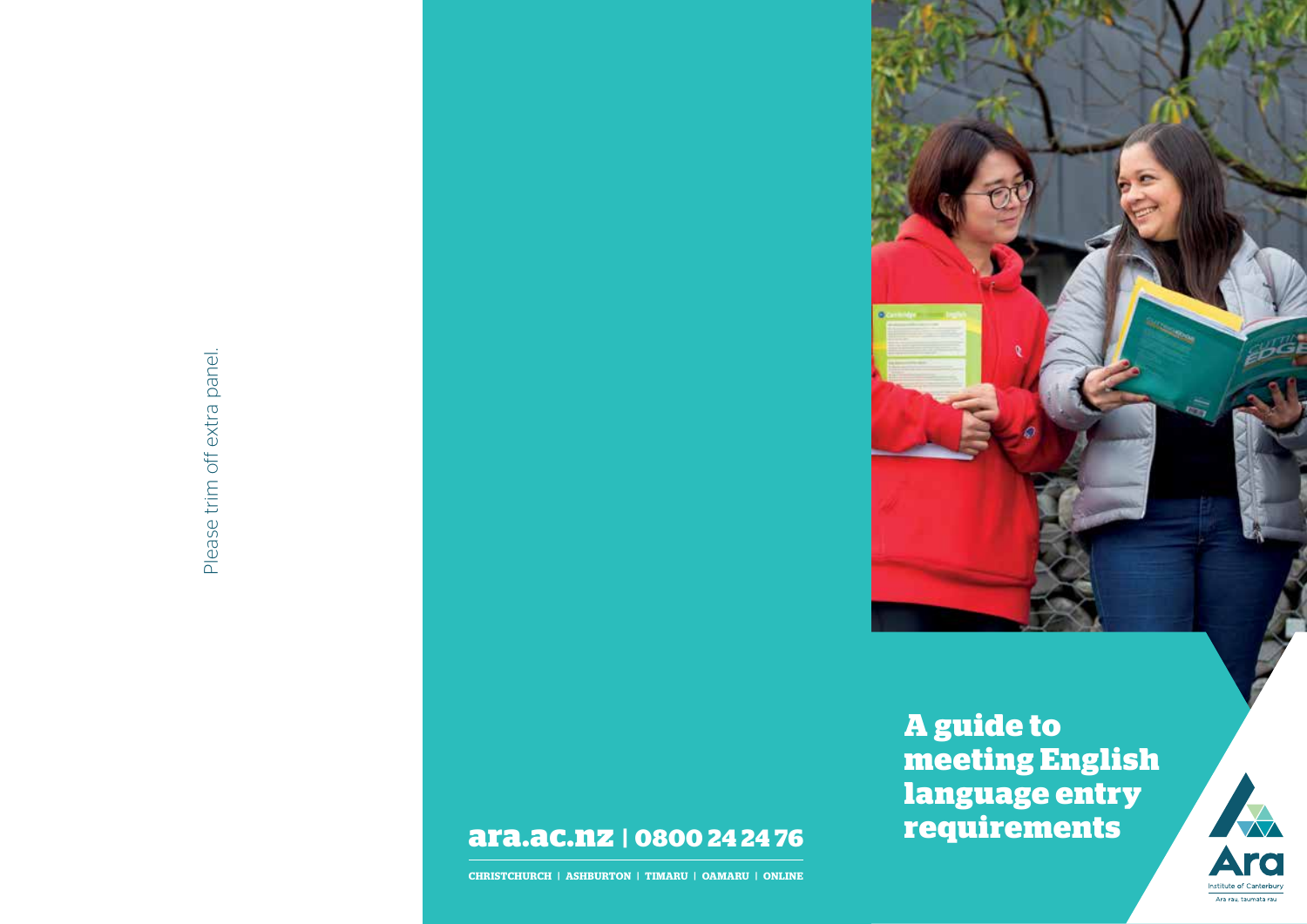Please trim off extra panel.

# A guide to meeting English language entry requirements

**ara.ac.nz | 0800 24 24 76**

CHRISTCHURCH | ASHBURTON | TIMARU | OAMARU | ONLINE

Ara Institute of Canterbury

Ara rau, taumata rau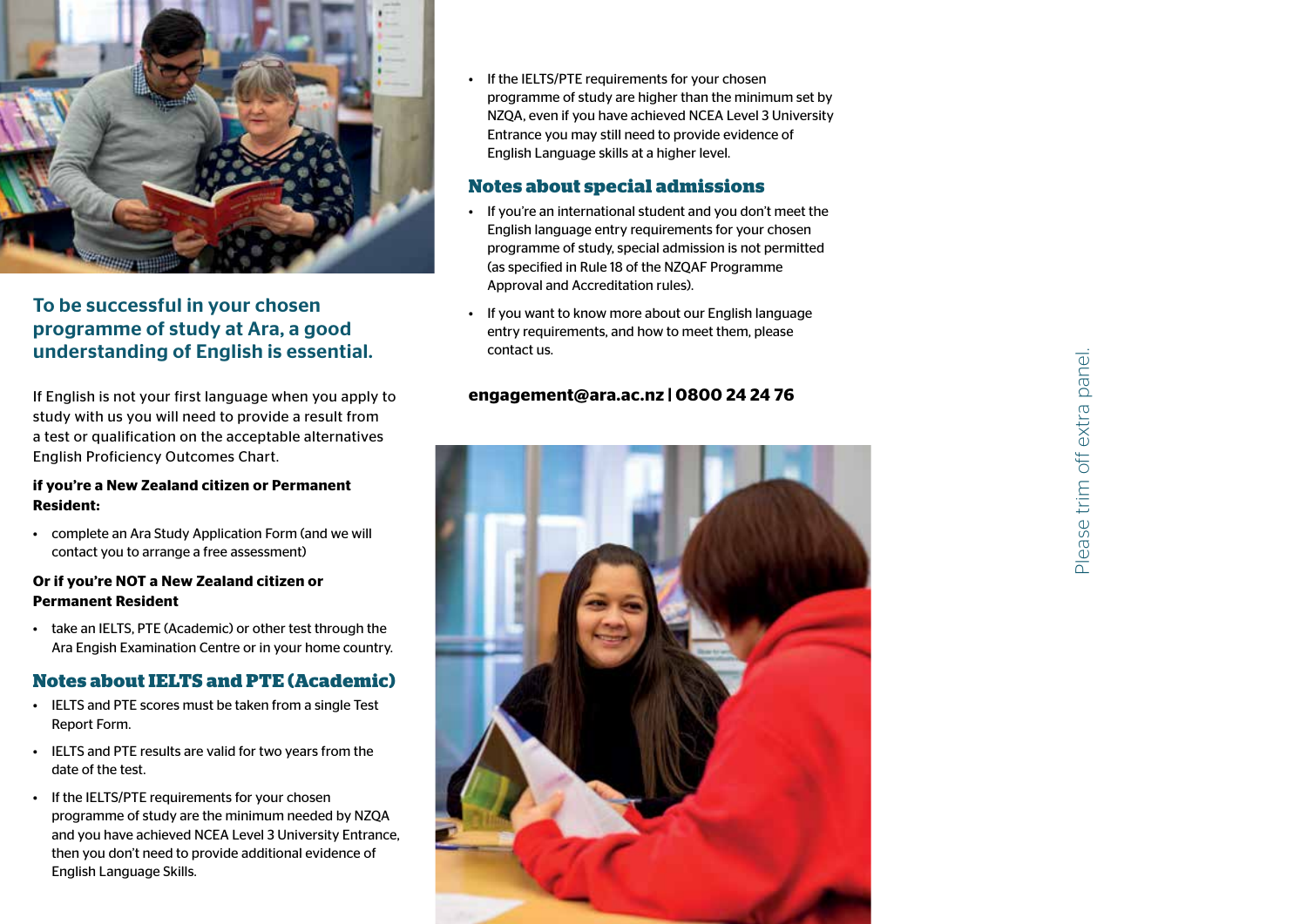## To be successful in your chosen programme of study at Ara, a good understanding of English is essential.

If English is not your first language when you apply to study with us you will need to provide a result from a test or qualification on the acceptable alternatives English Proficiency Outcomes Chart.

**if you're a New Zealand citizen or Permanent Resident:**

- complete an Ara Study Application Form (and we will contact you to arrange a free assessment)

**Or if you're NOT a New Zealand citizen or Permanent Resident**

- take an IELTS, PTE (Academic) or other test through the Ara Engish Examination Centre or in your home country.

### Notes about IELTS and PTE (Academic)

- IELTS and PTE scores must be taken from a single Test Report Form.
- IELTS and PTE results are valid for two years from the date of the test.
- If the IELTS/PTE requirements for your chosen programme of study are the minimum needed by NZQA and you have achieved NCEA Level 3 University Entrance, then you don't need to provide additional evidence of English Language Skills.
- If the IELTS/PTE requirements for your chosen programme of study are higher than the minimum set by NZQA, even if you have achieved NCEA Level 3 University Entrance you may still need to provide evidence of English Language skills at a higher level.

### Notes about special admissions

- If you're an international student and you don't meet the English language entry requirements for your chosen programme of study, special admission is not permitted (as specified in Rule 18 of the NZQAF Programme Approval and Accreditation rules).
- If you want to know more about our English language entry requirements, and how to meet them, please contact us.

**engagement@ara.ac.nz | 0800 24 24 76**

Please trim off extra panel.